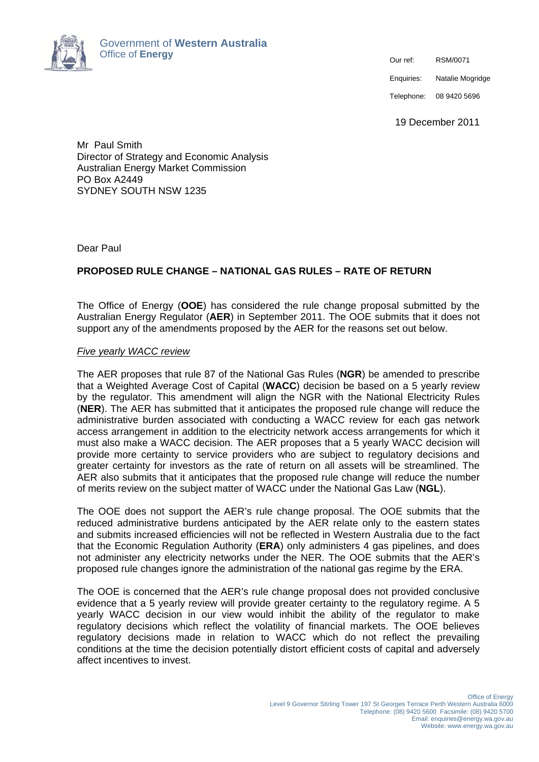Government of **Western Australia**
Office of **Energy**

Our ref: RSM/0071

Enquiries: Natalie Mogridge

Telephone: 08 9420 5696

19 December 2011

Mr Paul Smith
Director of Strategy and Economic Analysis
Australian Energy Market Commission
PO Box A2449
SYDNEY SOUTH NSW 1235

Dear Paul

**PROPOSED RULE CHANGE – NATIONAL GAS RULES – RATE OF RETURN**

The Office of Energy (**OOE**) has considered the rule change proposal submitted by the Australian Energy Regulator (**AER**) in September 2011. The OOE submits that it does not support any of the amendments proposed by the AER for the reasons set out below.

*Five yearly WACC review*

The AER proposes that rule 87 of the National Gas Rules (**NGR**) be amended to prescribe that a Weighted Average Cost of Capital (**WACC**) decision be based on a 5 yearly review by the regulator. This amendment will align the NGR with the National Electricity Rules (**NER**). The AER has submitted that it anticipates the proposed rule change will reduce the administrative burden associated with conducting a WACC review for each gas network access arrangement in addition to the electricity network access arrangements for which it must also make a WACC decision. The AER proposes that a 5 yearly WACC decision will provide more certainty to service providers who are subject to regulatory decisions and greater certainty for investors as the rate of return on all assets will be streamlined. The AER also submits that it anticipates that the proposed rule change will reduce the number of merits review on the subject matter of WACC under the National Gas Law (**NGL**).

The OOE does not support the AER's rule change proposal. The OOE submits that the reduced administrative burdens anticipated by the AER relate only to the eastern states and submits increased efficiencies will not be reflected in Western Australia due to the fact that the Economic Regulation Authority (**ERA**) only administers 4 gas pipelines, and does not administer any electricity networks under the NER. The OOE submits that the AER's proposed rule changes ignore the administration of the national gas regime by the ERA.

The OOE is concerned that the AER's rule change proposal does not provided conclusive evidence that a 5 yearly review will provide greater certainty to the regulatory regime. A 5 yearly WACC decision in our view would inhibit the ability of the regulator to make regulatory decisions which reflect the volatility of financial markets. The OOE believes regulatory decisions made in relation to WACC which do not reflect the prevailing conditions at the time the decision potentially distort efficient costs of capital and adversely affect incentives to invest.

Office of Energy
Level 9 Governor Stirling Tower 197 St Georges Terrace Perth Western Australia 6000
Telephone: (08) 9420 5600 Facsimile: (08) 9420 5700
Email: enquiries@energy.wa.gov.au
Website: www.energy.wa.gov.au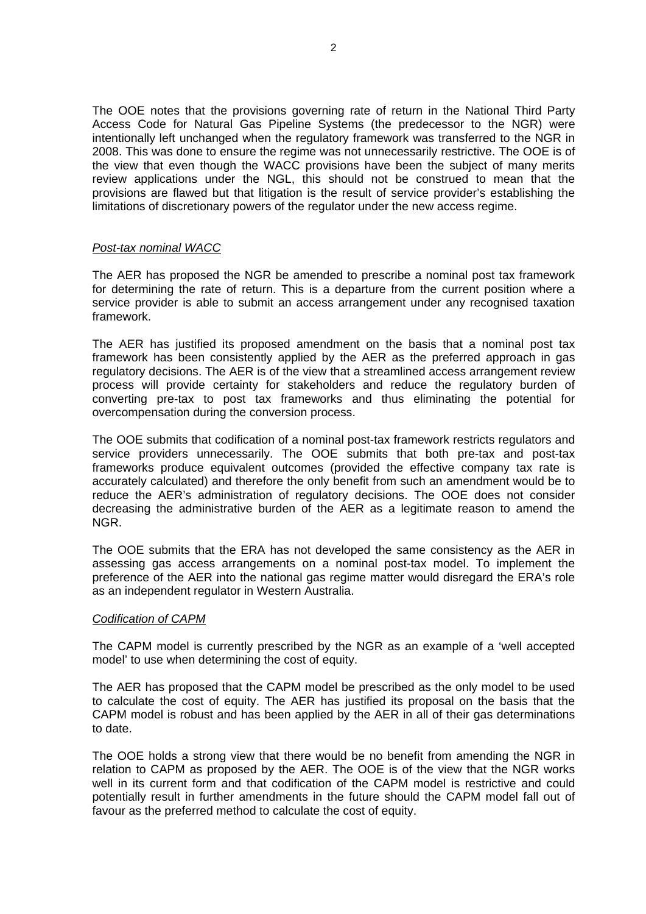The OOE notes that the provisions governing rate of return in the National Third Party Access Code for Natural Gas Pipeline Systems (the predecessor to the NGR) were intentionally left unchanged when the regulatory framework was transferred to the NGR in 2008. This was done to ensure the regime was not unnecessarily restrictive. The OOE is of the view that even though the WACC provisions have been the subject of many merits review applications under the NGL, this should not be construed to mean that the provisions are flawed but that litigation is the result of service provider's establishing the limitations of discretionary powers of the regulator under the new access regime.

*Post-tax nominal WACC*

The AER has proposed the NGR be amended to prescribe a nominal post tax framework for determining the rate of return. This is a departure from the current position where a service provider is able to submit an access arrangement under any recognised taxation framework.

The AER has justified its proposed amendment on the basis that a nominal post tax framework has been consistently applied by the AER as the preferred approach in gas regulatory decisions. The AER is of the view that a streamlined access arrangement review process will provide certainty for stakeholders and reduce the regulatory burden of converting pre-tax to post tax frameworks and thus eliminating the potential for overcompensation during the conversion process.

The OOE submits that codification of a nominal post-tax framework restricts regulators and service providers unnecessarily. The OOE submits that both pre-tax and post-tax frameworks produce equivalent outcomes (provided the effective company tax rate is accurately calculated) and therefore the only benefit from such an amendment would be to reduce the AER's administration of regulatory decisions. The OOE does not consider decreasing the administrative burden of the AER as a legitimate reason to amend the NGR.

The OOE submits that the ERA has not developed the same consistency as the AER in assessing gas access arrangements on a nominal post-tax model. To implement the preference of the AER into the national gas regime matter would disregard the ERA's role as an independent regulator in Western Australia.

*Codification of CAPM*

The CAPM model is currently prescribed by the NGR as an example of a 'well accepted model' to use when determining the cost of equity.

The AER has proposed that the CAPM model be prescribed as the only model to be used to calculate the cost of equity. The AER has justified its proposal on the basis that the CAPM model is robust and has been applied by the AER in all of their gas determinations to date.

The OOE holds a strong view that there would be no benefit from amending the NGR in relation to CAPM as proposed by the AER. The OOE is of the view that the NGR works well in its current form and that codification of the CAPM model is restrictive and could potentially result in further amendments in the future should the CAPM model fall out of favour as the preferred method to calculate the cost of equity.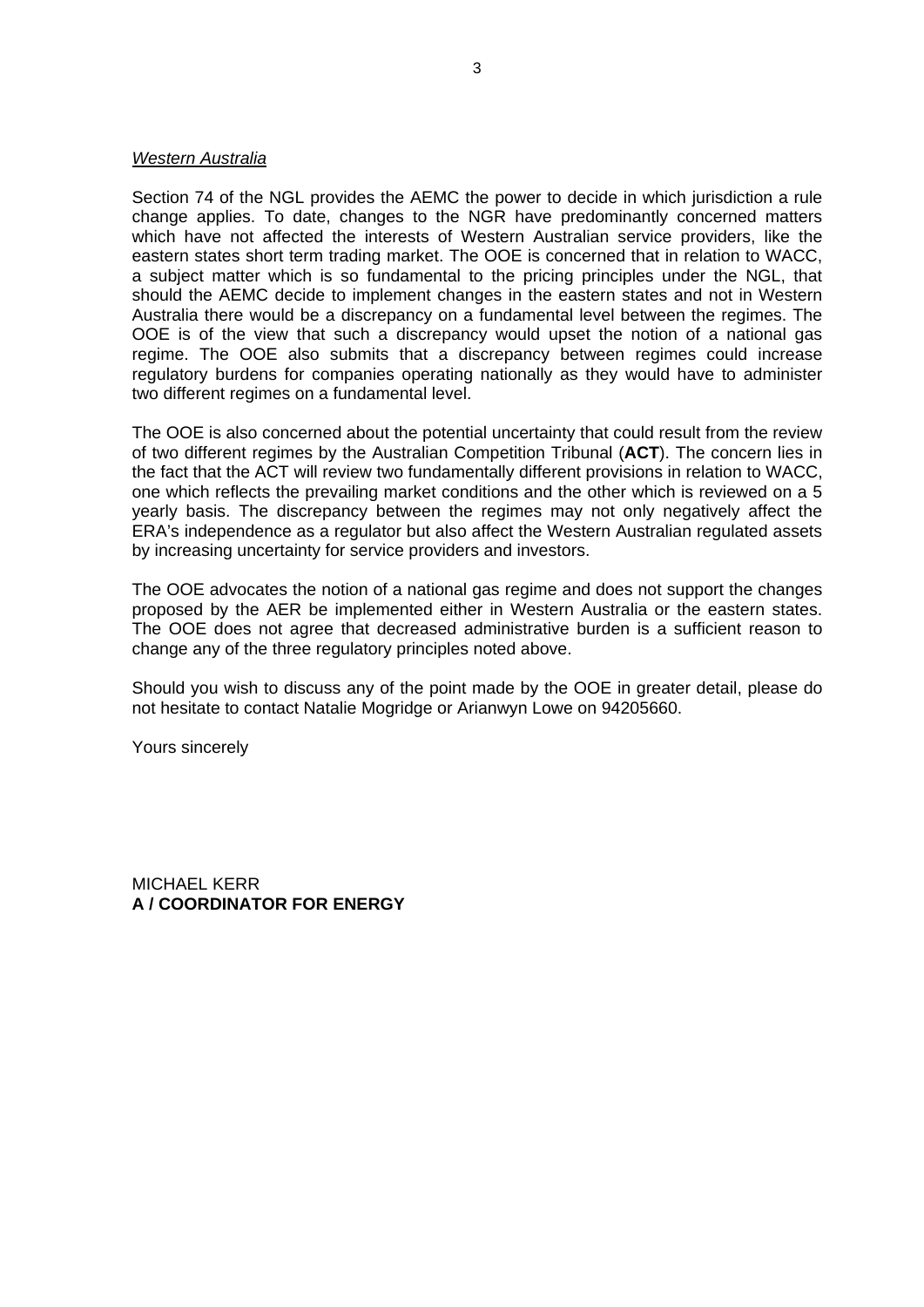*Western Australia*

Section 74 of the NGL provides the AEMC the power to decide in which jurisdiction a rule change applies. To date, changes to the NGR have predominantly concerned matters which have not affected the interests of Western Australian service providers, like the eastern states short term trading market. The OOE is concerned that in relation to WACC, a subject matter which is so fundamental to the pricing principles under the NGL, that should the AEMC decide to implement changes in the eastern states and not in Western Australia there would be a discrepancy on a fundamental level between the regimes. The OOE is of the view that such a discrepancy would upset the notion of a national gas regime. The OOE also submits that a discrepancy between regimes could increase regulatory burdens for companies operating nationally as they would have to administer two different regimes on a fundamental level.

The OOE is also concerned about the potential uncertainty that could result from the review of two different regimes by the Australian Competition Tribunal (**ACT**). The concern lies in the fact that the ACT will review two fundamentally different provisions in relation to WACC, one which reflects the prevailing market conditions and the other which is reviewed on a 5 yearly basis. The discrepancy between the regimes may not only negatively affect the ERA's independence as a regulator but also affect the Western Australian regulated assets by increasing uncertainty for service providers and investors.

The OOE advocates the notion of a national gas regime and does not support the changes proposed by the AER be implemented either in Western Australia or the eastern states. The OOE does not agree that decreased administrative burden is a sufficient reason to change any of the three regulatory principles noted above.

Should you wish to discuss any of the point made by the OOE in greater detail, please do not hesitate to contact Natalie Mogridge or Arianwyn Lowe on 94205660.

Yours sincerely

MICHAEL KERR
**A / COORDINATOR FOR ENERGY**